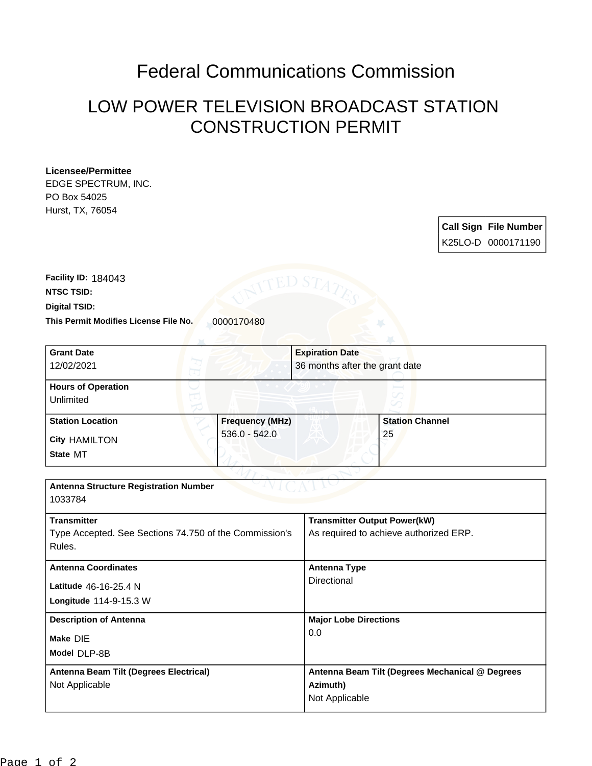# Federal Communications Commission

## LOW POWER TELEVISION BROADCAST STATION CONSTRUCTION PERMIT

**Licensee/Permittee**
EDGE SPECTRUM, INC.
PO Box 54025
Hurst, TX, 76054

| Call Sign | File Number |
|---|---|
| K25LO-D | 0000171190 |

**Facility ID:** 184043
**NTSC TSID:**
**Digital TSID:**
**This Permit Modifies License File No.** 0000170480

| **Grant Date** | **Expiration Date** |
|---|---|
| 12/02/2021 | 36 months after the grant date |

**Hours of Operation**
Unlimited

| **Station Location** | **Frequency (MHz)** | **Station Channel** |
|---|---|---|
| **City** HAMILTON<br>**State** MT | 536.0 - 542.0 | 25 |

**Antenna Structure Registration Number**
1033784

| **Transmitter** | **Transmitter Output Power(kW)** |
|---|---|
| Type Accepted. See Sections 74.750 of the Commission's Rules. | As required to achieve authorized ERP. |

| **Antenna Coordinates** | **Antenna Type** |
|---|---|
| **Latitude** 46-16-25.4 N<br>**Longitude** 114-9-15.3 W | Directional |

| **Description of Antenna** | **Major Lobe Directions** |
|---|---|
| **Make** DIE<br>**Model** DLP-8B | 0.0 |

| **Antenna Beam Tilt (Degrees Electrical)** | **Antenna Beam Tilt (Degrees Mechanical @ Degrees Azimuth)** |
|---|---|
| Not Applicable | Not Applicable |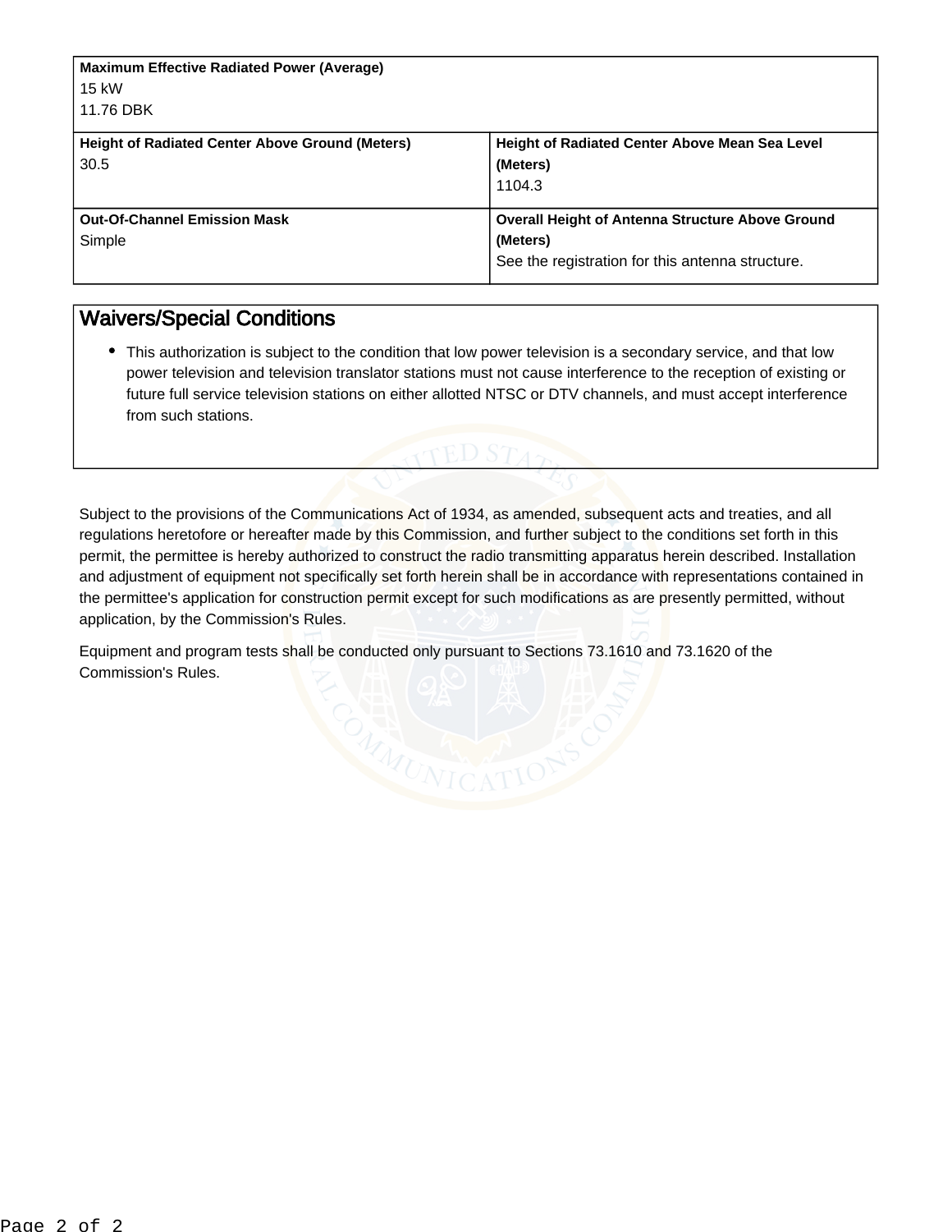| | |
|---|---|
| **Maximum Effective Radiated Power (Average)**<br>15 kW<br>11.76 DBK | |
| **Height of Radiated Center Above Ground (Meters)**<br>30.5 | **Height of Radiated Center Above Mean Sea Level (Meters)**<br>1104.3 |
| **Out-Of-Channel Emission Mask**<br>Simple | **Overall Height of Antenna Structure Above Ground (Meters)**<br>See the registration for this antenna structure. |

## Waivers/Special Conditions

- This authorization is subject to the condition that low power television is a secondary service, and that low power television and television translator stations must not cause interference to the reception of existing or future full service television stations on either allotted NTSC or DTV channels, and must accept interference from such stations.

Subject to the provisions of the Communications Act of 1934, as amended, subsequent acts and treaties, and all regulations heretofore or hereafter made by this Commission, and further subject to the conditions set forth in this permit, the permittee is hereby authorized to construct the radio transmitting apparatus herein described. Installation and adjustment of equipment not specifically set forth herein shall be in accordance with representations contained in the permittee's application for construction permit except for such modifications as are presently permitted, without application, by the Commission's Rules.

Equipment and program tests shall be conducted only pursuant to Sections 73.1610 and 73.1620 of the Commission's Rules.